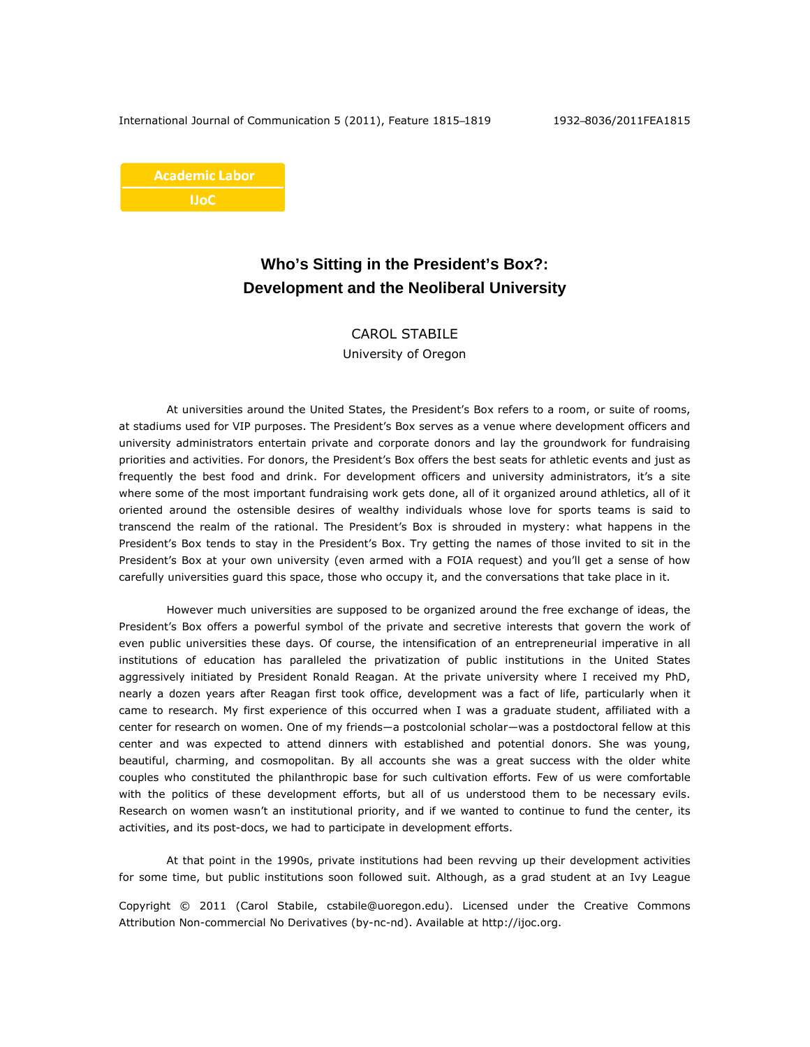Academic Labor
IJoC

# Who's Sitting in the President's Box?: Development and the Neoliberal University

CAROL STABILE
University of Oregon

At universities around the United States, the President's Box refers to a room, or suite of rooms, at stadiums used for VIP purposes. The President's Box serves as a venue where development officers and university administrators entertain private and corporate donors and lay the groundwork for fundraising priorities and activities. For donors, the President's Box offers the best seats for athletic events and just as frequently the best food and drink. For development officers and university administrators, it's a site where some of the most important fundraising work gets done, all of it organized around athletics, all of it oriented around the ostensible desires of wealthy individuals whose love for sports teams is said to transcend the realm of the rational. The President's Box is shrouded in mystery: what happens in the President's Box tends to stay in the President's Box. Try getting the names of those invited to sit in the President's Box at your own university (even armed with a FOIA request) and you'll get a sense of how carefully universities guard this space, those who occupy it, and the conversations that take place in it.

However much universities are supposed to be organized around the free exchange of ideas, the President's Box offers a powerful symbol of the private and secretive interests that govern the work of even public universities these days. Of course, the intensification of an entrepreneurial imperative in all institutions of education has paralleled the privatization of public institutions in the United States aggressively initiated by President Ronald Reagan. At the private university where I received my PhD, nearly a dozen years after Reagan first took office, development was a fact of life, particularly when it came to research. My first experience of this occurred when I was a graduate student, affiliated with a center for research on women. One of my friends—a postcolonial scholar—was a postdoctoral fellow at this center and was expected to attend dinners with established and potential donors. She was young, beautiful, charming, and cosmopolitan. By all accounts she was a great success with the older white couples who constituted the philanthropic base for such cultivation efforts. Few of us were comfortable with the politics of these development efforts, but all of us understood them to be necessary evils. Research on women wasn't an institutional priority, and if we wanted to continue to fund the center, its activities, and its post-docs, we had to participate in development efforts.

At that point in the 1990s, private institutions had been revving up their development activities for some time, but public institutions soon followed suit. Although, as a grad student at an Ivy League

Copyright © 2011 (Carol Stabile, cstabile@uoregon.edu). Licensed under the Creative Commons Attribution Non-commercial No Derivatives (by-nc-nd). Available at http://ijoc.org.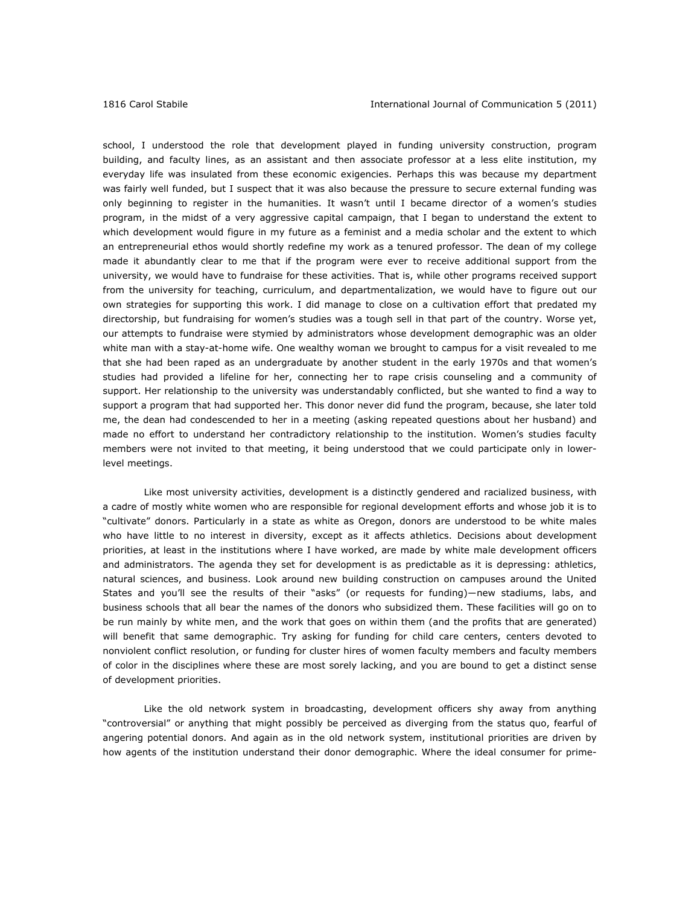school, I understood the role that development played in funding university construction, program building, and faculty lines, as an assistant and then associate professor at a less elite institution, my everyday life was insulated from these economic exigencies. Perhaps this was because my department was fairly well funded, but I suspect that it was also because the pressure to secure external funding was only beginning to register in the humanities. It wasn't until I became director of a women's studies program, in the midst of a very aggressive capital campaign, that I began to understand the extent to which development would figure in my future as a feminist and a media scholar and the extent to which an entrepreneurial ethos would shortly redefine my work as a tenured professor. The dean of my college made it abundantly clear to me that if the program were ever to receive additional support from the university, we would have to fundraise for these activities. That is, while other programs received support from the university for teaching, curriculum, and departmentalization, we would have to figure out our own strategies for supporting this work. I did manage to close on a cultivation effort that predated my directorship, but fundraising for women's studies was a tough sell in that part of the country. Worse yet, our attempts to fundraise were stymied by administrators whose development demographic was an older white man with a stay-at-home wife. One wealthy woman we brought to campus for a visit revealed to me that she had been raped as an undergraduate by another student in the early 1970s and that women's studies had provided a lifeline for her, connecting her to rape crisis counseling and a community of support. Her relationship to the university was understandably conflicted, but she wanted to find a way to support a program that had supported her. This donor never did fund the program, because, she later told me, the dean had condescended to her in a meeting (asking repeated questions about her husband) and made no effort to understand her contradictory relationship to the institution. Women's studies faculty members were not invited to that meeting, it being understood that we could participate only in lower-level meetings.

Like most university activities, development is a distinctly gendered and racialized business, with a cadre of mostly white women who are responsible for regional development efforts and whose job it is to "cultivate" donors. Particularly in a state as white as Oregon, donors are understood to be white males who have little to no interest in diversity, except as it affects athletics. Decisions about development priorities, at least in the institutions where I have worked, are made by white male development officers and administrators. The agenda they set for development is as predictable as it is depressing: athletics, natural sciences, and business. Look around new building construction on campuses around the United States and you'll see the results of their "asks" (or requests for funding)—new stadiums, labs, and business schools that all bear the names of the donors who subsidized them. These facilities will go on to be run mainly by white men, and the work that goes on within them (and the profits that are generated) will benefit that same demographic. Try asking for funding for child care centers, centers devoted to nonviolent conflict resolution, or funding for cluster hires of women faculty members and faculty members of color in the disciplines where these are most sorely lacking, and you are bound to get a distinct sense of development priorities.

Like the old network system in broadcasting, development officers shy away from anything "controversial" or anything that might possibly be perceived as diverging from the status quo, fearful of angering potential donors. And again as in the old network system, institutional priorities are driven by how agents of the institution understand their donor demographic. Where the ideal consumer for prime-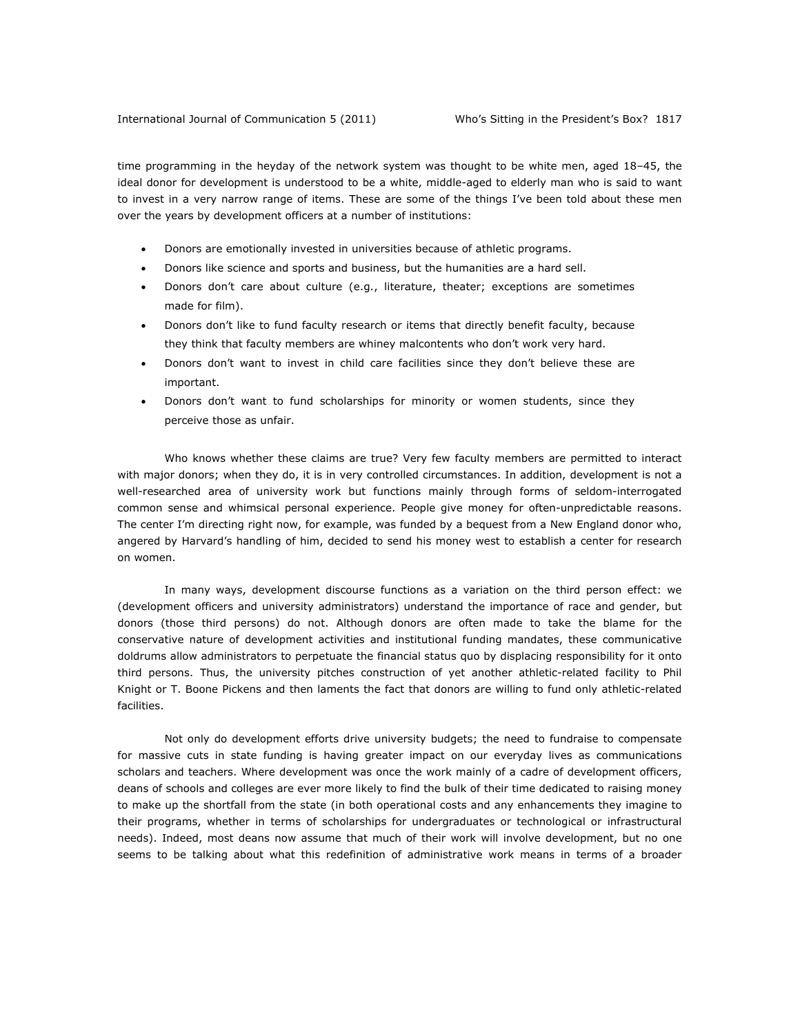time programming in the heyday of the network system was thought to be white men, aged 18–45, the ideal donor for development is understood to be a white, middle-aged to elderly man who is said to want to invest in a very narrow range of items. These are some of the things I've been told about these men over the years by development officers at a number of institutions:

- Donors are emotionally invested in universities because of athletic programs.
- Donors like science and sports and business, but the humanities are a hard sell.
- Donors don't care about culture (e.g., literature, theater; exceptions are sometimes made for film).
- Donors don't like to fund faculty research or items that directly benefit faculty, because they think that faculty members are whiney malcontents who don't work very hard.
- Donors don't want to invest in child care facilities since they don't believe these are important.
- Donors don't want to fund scholarships for minority or women students, since they perceive those as unfair.

Who knows whether these claims are true? Very few faculty members are permitted to interact with major donors; when they do, it is in very controlled circumstances. In addition, development is not a well-researched area of university work but functions mainly through forms of seldom-interrogated common sense and whimsical personal experience. People give money for often-unpredictable reasons. The center I'm directing right now, for example, was funded by a bequest from a New England donor who, angered by Harvard's handling of him, decided to send his money west to establish a center for research on women.

In many ways, development discourse functions as a variation on the third person effect: we (development officers and university administrators) understand the importance of race and gender, but donors (those third persons) do not. Although donors are often made to take the blame for the conservative nature of development activities and institutional funding mandates, these communicative doldrums allow administrators to perpetuate the financial status quo by displacing responsibility for it onto third persons. Thus, the university pitches construction of yet another athletic-related facility to Phil Knight or T. Boone Pickens and then laments the fact that donors are willing to fund only athletic-related facilities.

Not only do development efforts drive university budgets; the need to fundraise to compensate for massive cuts in state funding is having greater impact on our everyday lives as communications scholars and teachers. Where development was once the work mainly of a cadre of development officers, deans of schools and colleges are ever more likely to find the bulk of their time dedicated to raising money to make up the shortfall from the state (in both operational costs and any enhancements they imagine to their programs, whether in terms of scholarships for undergraduates or technological or infrastructural needs). Indeed, most deans now assume that much of their work will involve development, but no one seems to be talking about what this redefinition of administrative work means in terms of a broader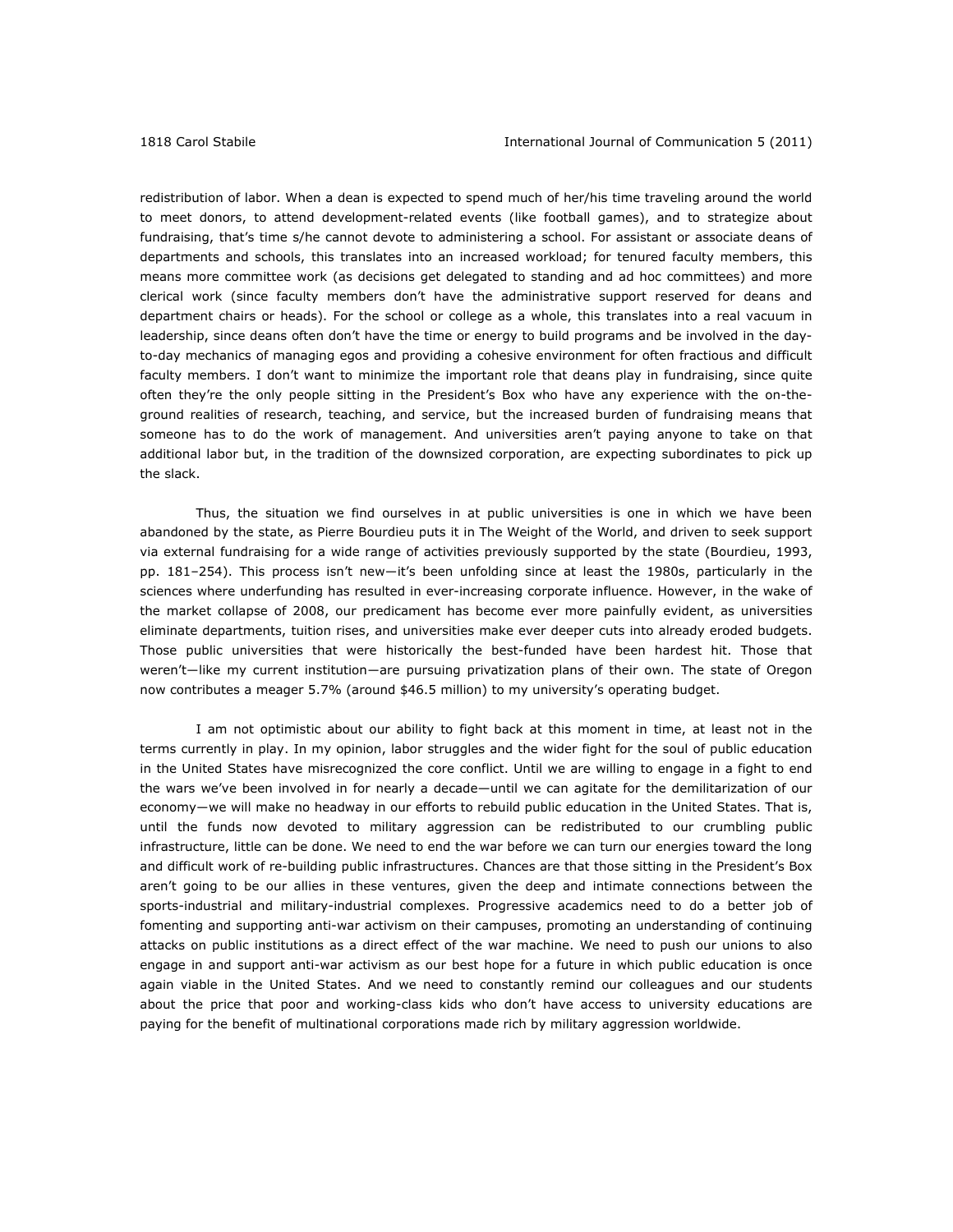redistribution of labor. When a dean is expected to spend much of her/his time traveling around the world to meet donors, to attend development-related events (like football games), and to strategize about fundraising, that's time s/he cannot devote to administering a school. For assistant or associate deans of departments and schools, this translates into an increased workload; for tenured faculty members, this means more committee work (as decisions get delegated to standing and ad hoc committees) and more clerical work (since faculty members don't have the administrative support reserved for deans and department chairs or heads). For the school or college as a whole, this translates into a real vacuum in leadership, since deans often don't have the time or energy to build programs and be involved in the day-to-day mechanics of managing egos and providing a cohesive environment for often fractious and difficult faculty members. I don't want to minimize the important role that deans play in fundraising, since quite often they're the only people sitting in the President's Box who have any experience with the on-the-ground realities of research, teaching, and service, but the increased burden of fundraising means that someone has to do the work of management. And universities aren't paying anyone to take on that additional labor but, in the tradition of the downsized corporation, are expecting subordinates to pick up the slack.

Thus, the situation we find ourselves in at public universities is one in which we have been abandoned by the state, as Pierre Bourdieu puts it in The Weight of the World, and driven to seek support via external fundraising for a wide range of activities previously supported by the state (Bourdieu, 1993, pp. 181–254). This process isn't new—it's been unfolding since at least the 1980s, particularly in the sciences where underfunding has resulted in ever-increasing corporate influence. However, in the wake of the market collapse of 2008, our predicament has become ever more painfully evident, as universities eliminate departments, tuition rises, and universities make ever deeper cuts into already eroded budgets. Those public universities that were historically the best-funded have been hardest hit. Those that weren't—like my current institution—are pursuing privatization plans of their own. The state of Oregon now contributes a meager 5.7% (around $46.5 million) to my university's operating budget.

I am not optimistic about our ability to fight back at this moment in time, at least not in the terms currently in play. In my opinion, labor struggles and the wider fight for the soul of public education in the United States have misrecognized the core conflict. Until we are willing to engage in a fight to end the wars we've been involved in for nearly a decade—until we can agitate for the demilitarization of our economy—we will make no headway in our efforts to rebuild public education in the United States. That is, until the funds now devoted to military aggression can be redistributed to our crumbling public infrastructure, little can be done. We need to end the war before we can turn our energies toward the long and difficult work of re-building public infrastructures. Chances are that those sitting in the President's Box aren't going to be our allies in these ventures, given the deep and intimate connections between the sports-industrial and military-industrial complexes. Progressive academics need to do a better job of fomenting and supporting anti-war activism on their campuses, promoting an understanding of continuing attacks on public institutions as a direct effect of the war machine. We need to push our unions to also engage in and support anti-war activism as our best hope for a future in which public education is once again viable in the United States. And we need to constantly remind our colleagues and our students about the price that poor and working-class kids who don't have access to university educations are paying for the benefit of multinational corporations made rich by military aggression worldwide.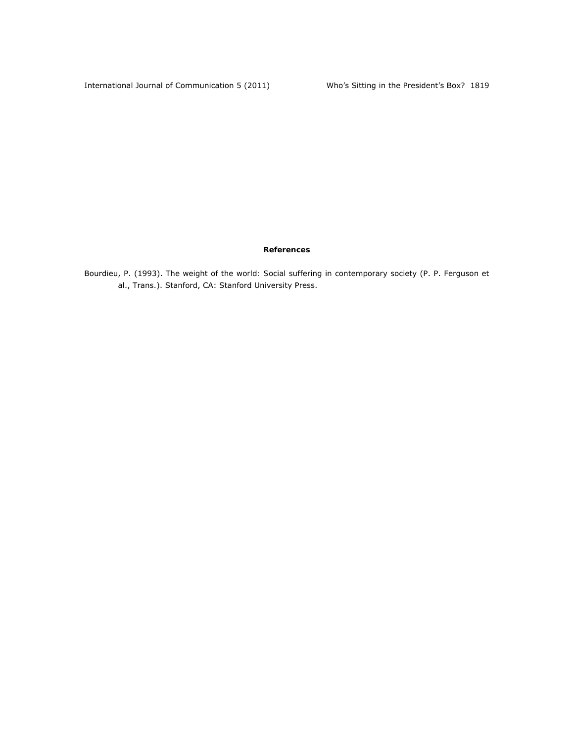## References

Bourdieu, P. (1993). The weight of the world: Social suffering in contemporary society (P. P. Ferguson et al., Trans.). Stanford, CA: Stanford University Press.